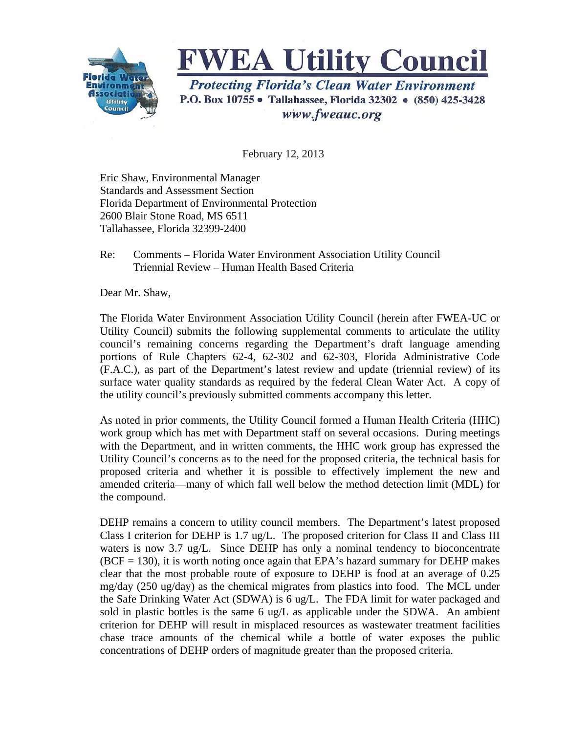# FWEA Utility Council

***Protecting Florida's Clean Water Environment***

**P.O. Box 10755 • Tallahassee, Florida 32302 • (850) 425-3428**

***www.fweauc.org***

February 12, 2013

Eric Shaw, Environmental Manager
Standards and Assessment Section
Florida Department of Environmental Protection
2600 Blair Stone Road, MS 6511
Tallahassee, Florida 32399-2400

Re: Comments – Florida Water Environment Association Utility Council
Triennial Review – Human Health Based Criteria

Dear Mr. Shaw,

The Florida Water Environment Association Utility Council (herein after FWEA-UC or Utility Council) submits the following supplemental comments to articulate the utility council's remaining concerns regarding the Department's draft language amending portions of Rule Chapters 62-4, 62-302 and 62-303, Florida Administrative Code (F.A.C.), as part of the Department's latest review and update (triennial review) of its surface water quality standards as required by the federal Clean Water Act. A copy of the utility council's previously submitted comments accompany this letter.

As noted in prior comments, the Utility Council formed a Human Health Criteria (HHC) work group which has met with Department staff on several occasions. During meetings with the Department, and in written comments, the HHC work group has expressed the Utility Council's concerns as to the need for the proposed criteria, the technical basis for proposed criteria and whether it is possible to effectively implement the new and amended criteria—many of which fall well below the method detection limit (MDL) for the compound.

DEHP remains a concern to utility council members. The Department's latest proposed Class I criterion for DEHP is 1.7 ug/L. The proposed criterion for Class II and Class III waters is now 3.7 ug/L. Since DEHP has only a nominal tendency to bioconcentrate (BCF = 130), it is worth noting once again that EPA's hazard summary for DEHP makes clear that the most probable route of exposure to DEHP is food at an average of 0.25 mg/day (250 ug/day) as the chemical migrates from plastics into food. The MCL under the Safe Drinking Water Act (SDWA) is 6 ug/L. The FDA limit for water packaged and sold in plastic bottles is the same 6 ug/L as applicable under the SDWA. An ambient criterion for DEHP will result in misplaced resources as wastewater treatment facilities chase trace amounts of the chemical while a bottle of water exposes the public concentrations of DEHP orders of magnitude greater than the proposed criteria.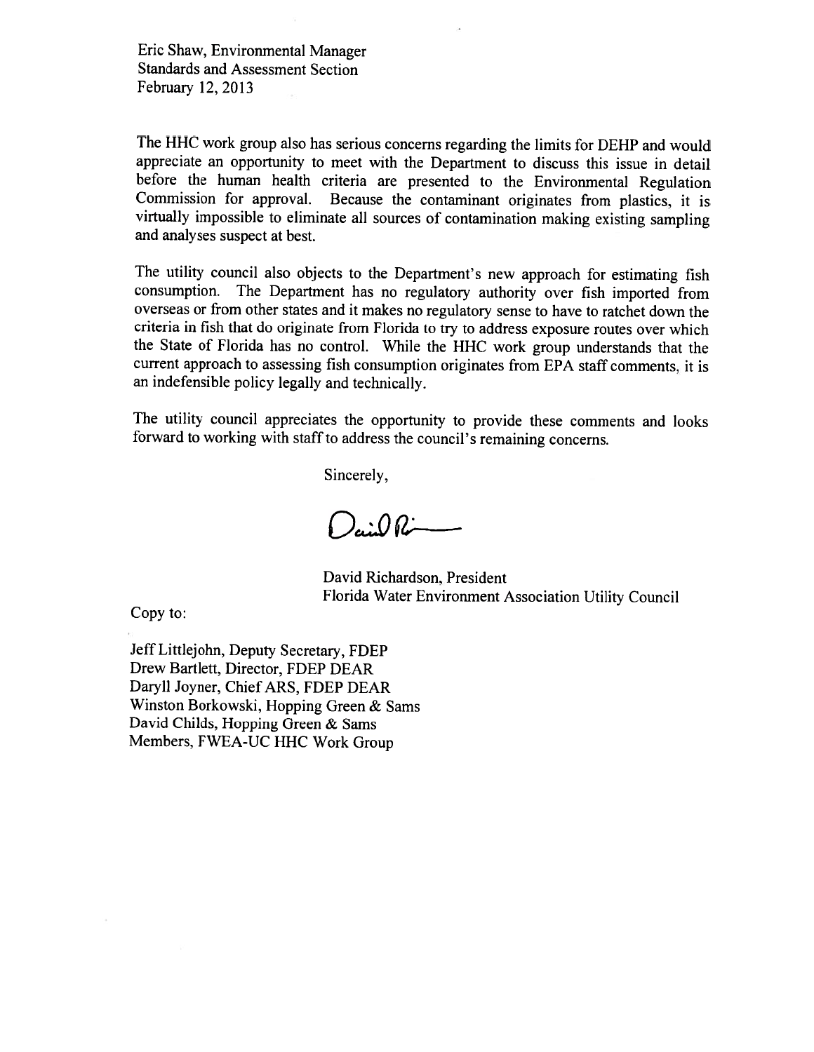Eric Shaw, Environmental Manager
Standards and Assessment Section
February 12, 2013

The HHC work group also has serious concerns regarding the limits for DEHP and would appreciate an opportunity to meet with the Department to discuss this issue in detail before the human health criteria are presented to the Environmental Regulation Commission for approval. Because the contaminant originates from plastics, it is virtually impossible to eliminate all sources of contamination making existing sampling and analyses suspect at best.

The utility council also objects to the Department's new approach for estimating fish consumption. The Department has no regulatory authority over fish imported from overseas or from other states and it makes no regulatory sense to have to ratchet down the criteria in fish that do originate from Florida to try to address exposure routes over which the State of Florida has no control. While the HHC work group understands that the current approach to assessing fish consumption originates from EPA staff comments, it is an indefensible policy legally and technically.

The utility council appreciates the opportunity to provide these comments and looks forward to working with staff to address the council's remaining concerns.

Sincerely,

David Richardson, President
Florida Water Environment Association Utility Council

Copy to:

Jeff Littlejohn, Deputy Secretary, FDEP
Drew Bartlett, Director, FDEP DEAR
Daryll Joyner, Chief ARS, FDEP DEAR
Winston Borkowski, Hopping Green & Sams
David Childs, Hopping Green & Sams
Members, FWEA-UC HHC Work Group